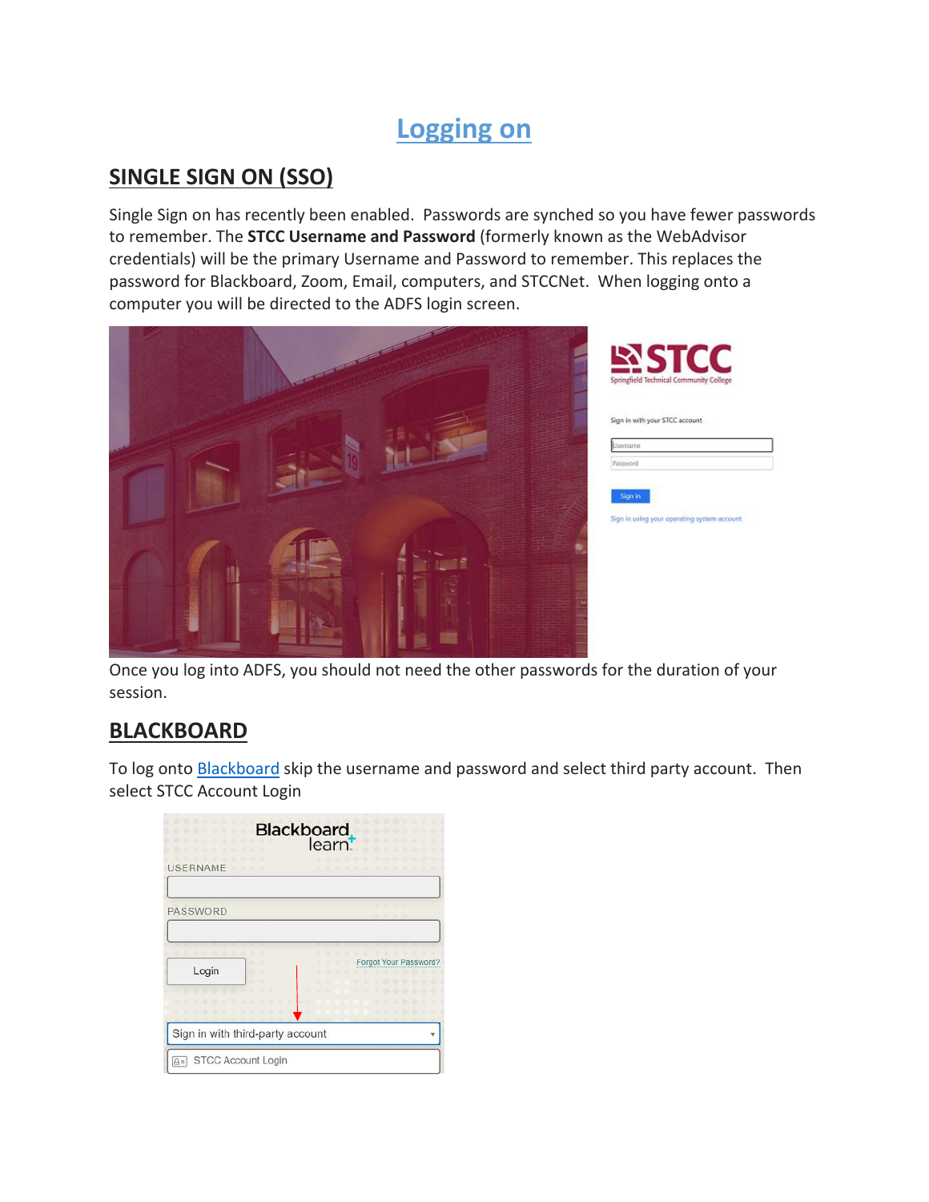# Logging on

## SINGLE SIGN ON (SSO)

Single Sign on has recently been enabled. Passwords are synched so you have fewer passwords to remember. The **STCC Username and Password** (formerly known as the WebAdvisor credentials) will be the primary Username and Password to remember. This replaces the password for Blackboard, Zoom, Email, computers, and STCCNet. When logging onto a computer you will be directed to the ADFS login screen.

Once you log into ADFS, you should not need the other passwords for the duration of your session.

## BLACKBOARD

To log onto Blackboard skip the username and password and select third party account. Then select STCC Account Login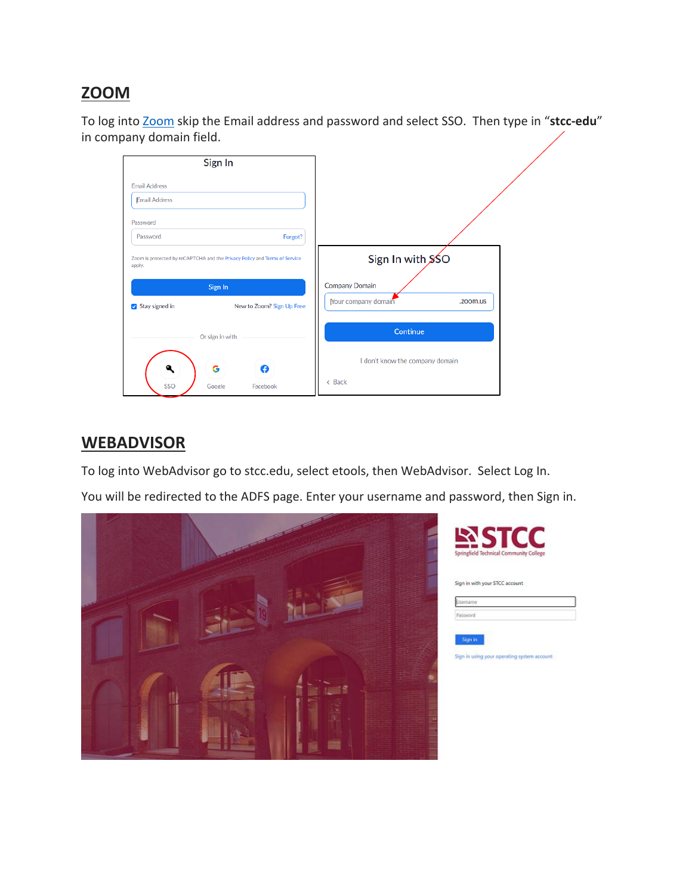## ZOOM

To log into Zoom skip the Email address and password and select SSO. Then type in "**stcc-edu**" in company domain field.

## WEBADVISOR

To log into WebAdvisor go to stcc.edu, select etools, then WebAdvisor. Select Log In.

You will be redirected to the ADFS page. Enter your username and password, then Sign in.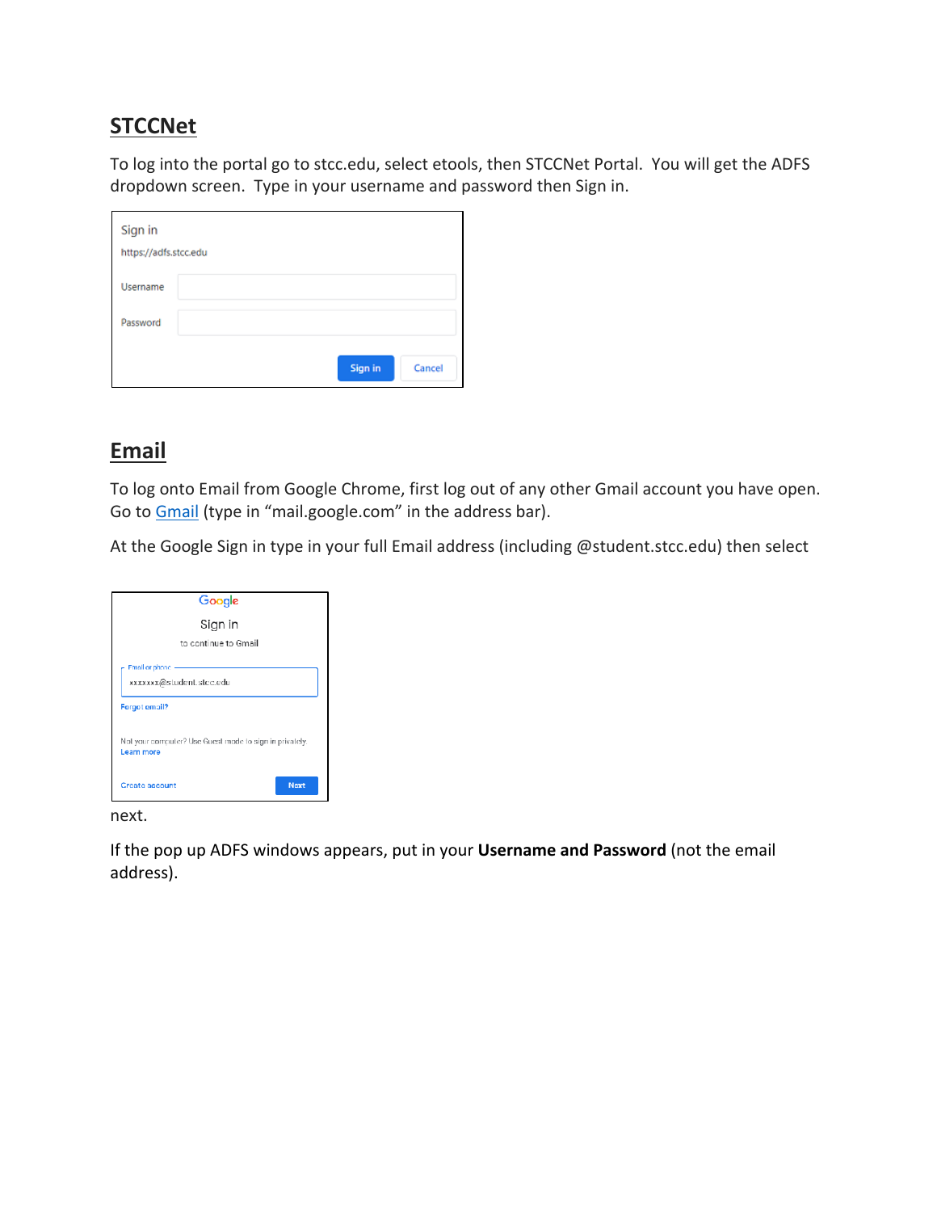## STCCNet

To log into the portal go to stcc.edu, select etools, then STCCNet Portal. You will get the ADFS dropdown screen. Type in your username and password then Sign in.

## Email

To log onto Email from Google Chrome, first log out of any other Gmail account you have open. Go to [Gmail](mail.google.com) (type in "mail.google.com" in the address bar).

At the Google Sign in type in your full Email address (including @student.stcc.edu) then select next.

If the pop up ADFS windows appears, put in your **Username and Password** (not the email address).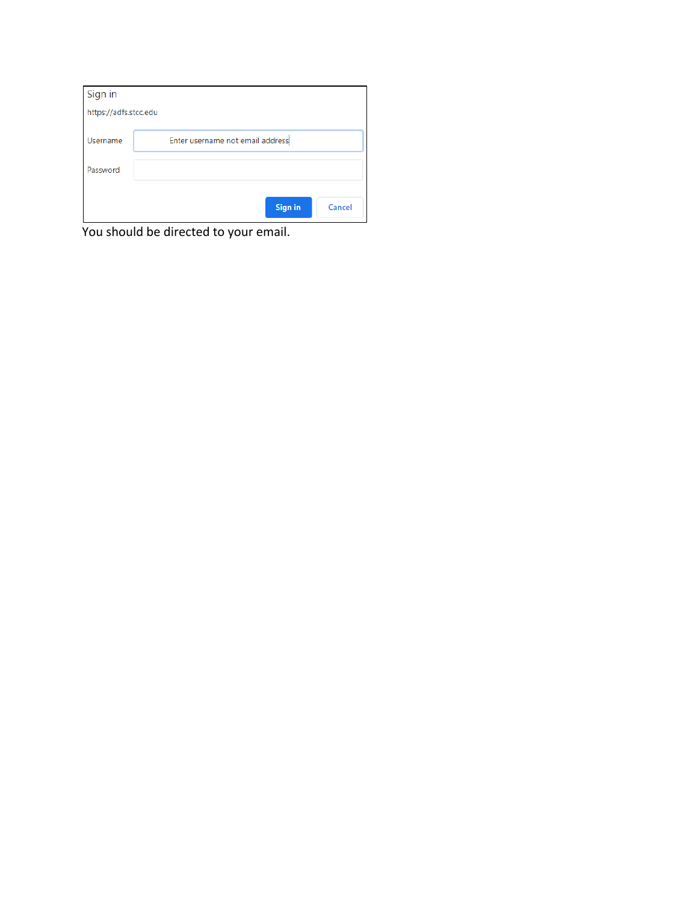Sign in

https://adfs.stcc.edu

Username Enter username not email address

Password

Sign in Cancel

You should be directed to your email.